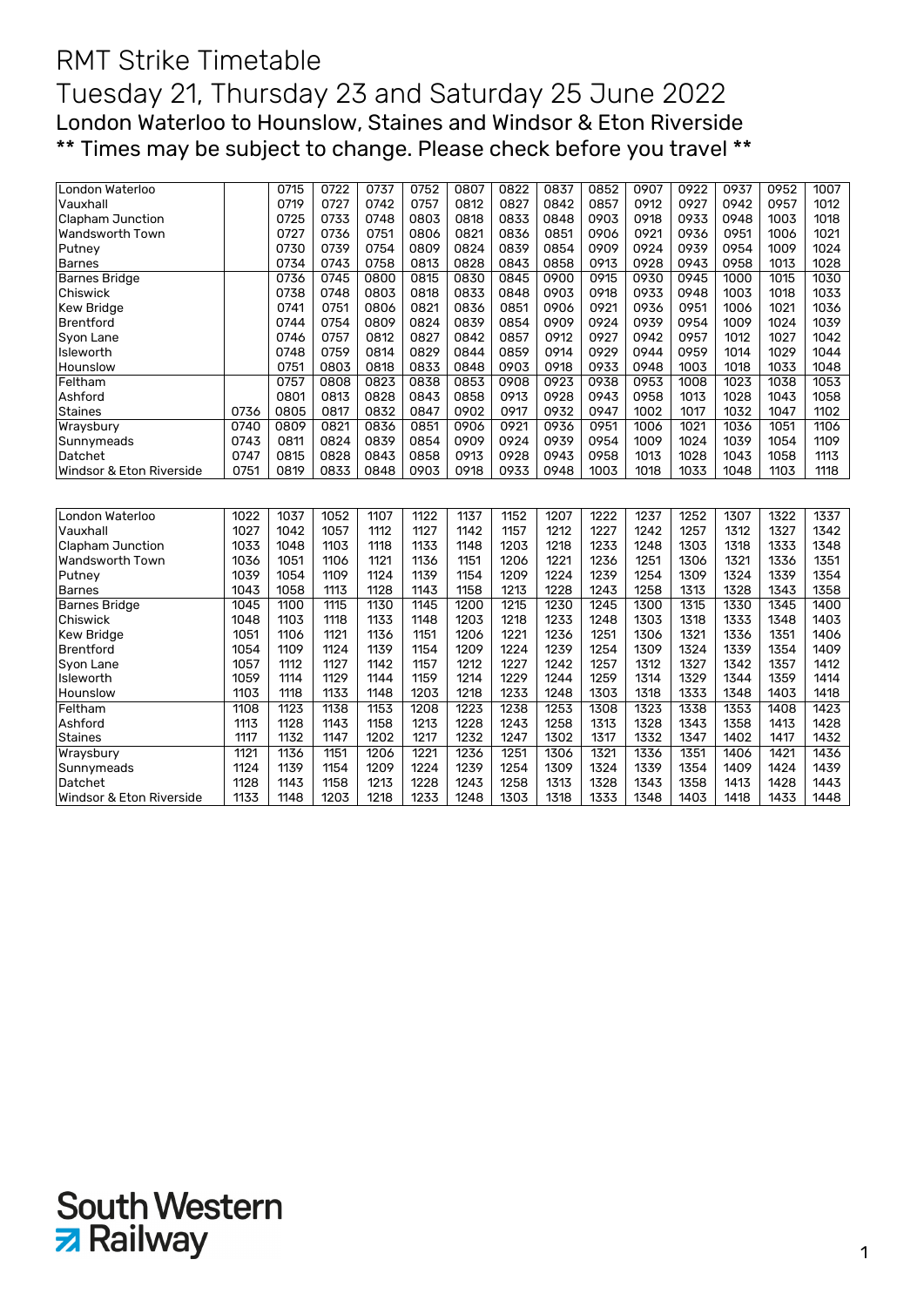# RMT Strike Timetable

# Tuesday 21, Thursday 23 and Saturday 25 June 2022

## London Waterloo to Hounslow, Staines and Windsor & Eton Riverside

## ** Times may be subject to change. Please check before you travel **

| London Waterloo | | 0715 | 0722 | 0737 | 0752 | 0807 | 0822 | 0837 | 0852 | 0907 | 0922 | 0937 | 0952 | 1007 |
|---|---|---|---|---|---|---|---|---|---|---|---|---|---|---|
| Vauxhall | | 0719 | 0727 | 0742 | 0757 | 0812 | 0827 | 0842 | 0857 | 0912 | 0927 | 0942 | 0957 | 1012 |
| Clapham Junction | | 0725 | 0733 | 0748 | 0803 | 0818 | 0833 | 0848 | 0903 | 0918 | 0933 | 0948 | 1003 | 1018 |
| Wandsworth Town | | 0727 | 0736 | 0751 | 0806 | 0821 | 0836 | 0851 | 0906 | 0921 | 0936 | 0951 | 1006 | 1021 |
| Putney | | 0730 | 0739 | 0754 | 0809 | 0824 | 0839 | 0854 | 0909 | 0924 | 0939 | 0954 | 1009 | 1024 |
| Barnes | | 0734 | 0743 | 0758 | 0813 | 0828 | 0843 | 0858 | 0913 | 0928 | 0943 | 0958 | 1013 | 1028 |
| Barnes Bridge | | 0736 | 0745 | 0800 | 0815 | 0830 | 0845 | 0900 | 0915 | 0930 | 0945 | 1000 | 1015 | 1030 |
| Chiswick | | 0738 | 0748 | 0803 | 0818 | 0833 | 0848 | 0903 | 0918 | 0933 | 0948 | 1003 | 1018 | 1033 |
| Kew Bridge | | 0741 | 0751 | 0806 | 0821 | 0836 | 0851 | 0906 | 0921 | 0936 | 0951 | 1006 | 1021 | 1036 |
| Brentford | | 0744 | 0754 | 0809 | 0824 | 0839 | 0854 | 0909 | 0924 | 0939 | 0954 | 1009 | 1024 | 1039 |
| Syon Lane | | 0746 | 0757 | 0812 | 0827 | 0842 | 0857 | 0912 | 0927 | 0942 | 0957 | 1012 | 1027 | 1042 |
| Isleworth | | 0748 | 0759 | 0814 | 0829 | 0844 | 0859 | 0914 | 0929 | 0944 | 0959 | 1014 | 1029 | 1044 |
| Hounslow | | 0751 | 0803 | 0818 | 0833 | 0848 | 0903 | 0918 | 0933 | 0948 | 1003 | 1018 | 1033 | 1048 |
| Feltham | | 0757 | 0808 | 0823 | 0838 | 0853 | 0908 | 0923 | 0938 | 0953 | 1008 | 1023 | 1038 | 1053 |
| Ashford | | 0801 | 0813 | 0828 | 0843 | 0858 | 0913 | 0928 | 0943 | 0958 | 1013 | 1028 | 1043 | 1058 |
| Staines | 0736 | 0805 | 0817 | 0832 | 0847 | 0902 | 0917 | 0932 | 0947 | 1002 | 1017 | 1032 | 1047 | 1102 |
| Wraysbury | 0740 | 0809 | 0821 | 0836 | 0851 | 0906 | 0921 | 0936 | 0951 | 1006 | 1021 | 1036 | 1051 | 1106 |
| Sunnymeads | 0743 | 0811 | 0824 | 0839 | 0854 | 0909 | 0924 | 0939 | 0954 | 1009 | 1024 | 1039 | 1054 | 1109 |
| Datchet | 0747 | 0815 | 0828 | 0843 | 0858 | 0913 | 0928 | 0943 | 0958 | 1013 | 1028 | 1043 | 1058 | 1113 |
| Windsor & Eton Riverside | 0751 | 0819 | 0833 | 0848 | 0903 | 0918 | 0933 | 0948 | 1003 | 1018 | 1033 | 1048 | 1103 | 1118 |

| London Waterloo | 1022 | 1037 | 1052 | 1107 | 1122 | 1137 | 1152 | 1207 | 1222 | 1237 | 1252 | 1307 | 1322 | 1337 |
|---|---|---|---|---|---|---|---|---|---|---|---|---|---|---|
| Vauxhall | 1027 | 1042 | 1057 | 1112 | 1127 | 1142 | 1157 | 1212 | 1227 | 1242 | 1257 | 1312 | 1327 | 1342 |
| Clapham Junction | 1033 | 1048 | 1103 | 1118 | 1133 | 1148 | 1203 | 1218 | 1233 | 1248 | 1303 | 1318 | 1333 | 1348 |
| Wandsworth Town | 1036 | 1051 | 1106 | 1121 | 1136 | 1151 | 1206 | 1221 | 1236 | 1251 | 1306 | 1321 | 1336 | 1351 |
| Putney | 1039 | 1054 | 1109 | 1124 | 1139 | 1154 | 1209 | 1224 | 1239 | 1254 | 1309 | 1324 | 1339 | 1354 |
| Barnes | 1043 | 1058 | 1113 | 1128 | 1143 | 1158 | 1213 | 1228 | 1243 | 1258 | 1313 | 1328 | 1343 | 1358 |
| Barnes Bridge | 1045 | 1100 | 1115 | 1130 | 1145 | 1200 | 1215 | 1230 | 1245 | 1300 | 1315 | 1330 | 1345 | 1400 |
| Chiswick | 1048 | 1103 | 1118 | 1133 | 1148 | 1203 | 1218 | 1233 | 1248 | 1303 | 1318 | 1333 | 1348 | 1403 |
| Kew Bridge | 1051 | 1106 | 1121 | 1136 | 1151 | 1206 | 1221 | 1236 | 1251 | 1306 | 1321 | 1336 | 1351 | 1406 |
| Brentford | 1054 | 1109 | 1124 | 1139 | 1154 | 1209 | 1224 | 1239 | 1254 | 1309 | 1324 | 1339 | 1354 | 1409 |
| Syon Lane | 1057 | 1112 | 1127 | 1142 | 1157 | 1212 | 1227 | 1242 | 1257 | 1312 | 1327 | 1342 | 1357 | 1412 |
| Isleworth | 1059 | 1114 | 1129 | 1144 | 1159 | 1214 | 1229 | 1244 | 1259 | 1314 | 1329 | 1344 | 1359 | 1414 |
| Hounslow | 1103 | 1118 | 1133 | 1148 | 1203 | 1218 | 1233 | 1248 | 1303 | 1318 | 1333 | 1348 | 1403 | 1418 |
| Feltham | 1108 | 1123 | 1138 | 1153 | 1208 | 1223 | 1238 | 1253 | 1308 | 1323 | 1338 | 1353 | 1408 | 1423 |
| Ashford | 1113 | 1128 | 1143 | 1158 | 1213 | 1228 | 1243 | 1258 | 1313 | 1328 | 1343 | 1358 | 1413 | 1428 |
| Staines | 1117 | 1132 | 1147 | 1202 | 1217 | 1232 | 1247 | 1302 | 1317 | 1332 | 1347 | 1402 | 1417 | 1432 |
| Wraysbury | 1121 | 1136 | 1151 | 1206 | 1221 | 1236 | 1251 | 1306 | 1321 | 1336 | 1351 | 1406 | 1421 | 1436 |
| Sunnymeads | 1124 | 1139 | 1154 | 1209 | 1224 | 1239 | 1254 | 1309 | 1324 | 1339 | 1354 | 1409 | 1424 | 1439 |
| Datchet | 1128 | 1143 | 1158 | 1213 | 1228 | 1243 | 1258 | 1313 | 1328 | 1343 | 1358 | 1413 | 1428 | 1443 |
| Windsor & Eton Riverside | 1133 | 1148 | 1203 | 1218 | 1233 | 1248 | 1303 | 1318 | 1333 | 1348 | 1403 | 1418 | 1433 | 1448 |

South Western Railway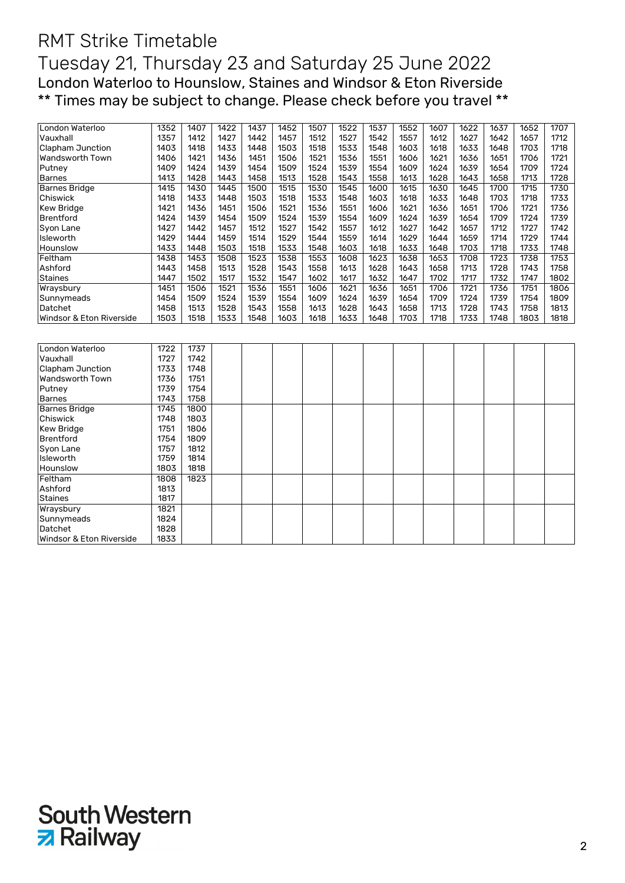# RMT Strike Timetable

## Tuesday 21, Thursday 23 and Saturday 25 June 2022

### London Waterloo to Hounslow, Staines and Windsor & Eton Riverside

** Times may be subject to change. Please check before you travel **

| London Waterloo | 1352 | 1407 | 1422 | 1437 | 1452 | 1507 | 1522 | 1537 | 1552 | 1607 | 1622 | 1637 | 1652 | 1707 |
|---|---|---|---|---|---|---|---|---|---|---|---|---|---|---|
| Vauxhall | 1357 | 1412 | 1427 | 1442 | 1457 | 1512 | 1527 | 1542 | 1557 | 1612 | 1627 | 1642 | 1657 | 1712 |
| Clapham Junction | 1403 | 1418 | 1433 | 1448 | 1503 | 1518 | 1533 | 1548 | 1603 | 1618 | 1633 | 1648 | 1703 | 1718 |
| Wandsworth Town | 1406 | 1421 | 1436 | 1451 | 1506 | 1521 | 1536 | 1551 | 1606 | 1621 | 1636 | 1651 | 1706 | 1721 |
| Putney | 1409 | 1424 | 1439 | 1454 | 1509 | 1524 | 1539 | 1554 | 1609 | 1624 | 1639 | 1654 | 1709 | 1724 |
| Barnes | 1413 | 1428 | 1443 | 1458 | 1513 | 1528 | 1543 | 1558 | 1613 | 1628 | 1643 | 1658 | 1713 | 1728 |
| Barnes Bridge | 1415 | 1430 | 1445 | 1500 | 1515 | 1530 | 1545 | 1600 | 1615 | 1630 | 1645 | 1700 | 1715 | 1730 |
| Chiswick | 1418 | 1433 | 1448 | 1503 | 1518 | 1533 | 1548 | 1603 | 1618 | 1633 | 1648 | 1703 | 1718 | 1733 |
| Kew Bridge | 1421 | 1436 | 1451 | 1506 | 1521 | 1536 | 1551 | 1606 | 1621 | 1636 | 1651 | 1706 | 1721 | 1736 |
| Brentford | 1424 | 1439 | 1454 | 1509 | 1524 | 1539 | 1554 | 1609 | 1624 | 1639 | 1654 | 1709 | 1724 | 1739 |
| Syon Lane | 1427 | 1442 | 1457 | 1512 | 1527 | 1542 | 1557 | 1612 | 1627 | 1642 | 1657 | 1712 | 1727 | 1742 |
| Isleworth | 1429 | 1444 | 1459 | 1514 | 1529 | 1544 | 1559 | 1614 | 1629 | 1644 | 1659 | 1714 | 1729 | 1744 |
| Hounslow | 1433 | 1448 | 1503 | 1518 | 1533 | 1548 | 1603 | 1618 | 1633 | 1648 | 1703 | 1718 | 1733 | 1748 |
| Feltham | 1438 | 1453 | 1508 | 1523 | 1538 | 1553 | 1608 | 1623 | 1638 | 1653 | 1708 | 1723 | 1738 | 1753 |
| Ashford | 1443 | 1458 | 1513 | 1528 | 1543 | 1558 | 1613 | 1628 | 1643 | 1658 | 1713 | 1728 | 1743 | 1758 |
| Staines | 1447 | 1502 | 1517 | 1532 | 1547 | 1602 | 1617 | 1632 | 1647 | 1702 | 1717 | 1732 | 1747 | 1802 |
| Wraysbury | 1451 | 1506 | 1521 | 1536 | 1551 | 1606 | 1621 | 1636 | 1651 | 1706 | 1721 | 1736 | 1751 | 1806 |
| Sunnymeads | 1454 | 1509 | 1524 | 1539 | 1554 | 1609 | 1624 | 1639 | 1654 | 1709 | 1724 | 1739 | 1754 | 1809 |
| Datchet | 1458 | 1513 | 1528 | 1543 | 1558 | 1613 | 1628 | 1643 | 1658 | 1713 | 1728 | 1743 | 1758 | 1813 |
| Windsor & Eton Riverside | 1503 | 1518 | 1533 | 1548 | 1603 | 1618 | 1633 | 1648 | 1703 | 1718 | 1733 | 1748 | 1803 | 1818 |

| London Waterloo | 1722 | 1737 |
|---|---|---|
| Vauxhall | 1727 | 1742 |
| Clapham Junction | 1733 | 1748 |
| Wandsworth Town | 1736 | 1751 |
| Putney | 1739 | 1754 |
| Barnes | 1743 | 1758 |
| Barnes Bridge | 1745 | 1800 |
| Chiswick | 1748 | 1803 |
| Kew Bridge | 1751 | 1806 |
| Brentford | 1754 | 1809 |
| Syon Lane | 1757 | 1812 |
| Isleworth | 1759 | 1814 |
| Hounslow | 1803 | 1818 |
| Feltham | 1808 | 1823 |
| Ashford | 1813 | |
| Staines | 1817 | |
| Wraysbury | 1821 | |
| Sunnymeads | 1824 | |
| Datchet | 1828 | |
| Windsor & Eton Riverside | 1833 | |

South Western Railway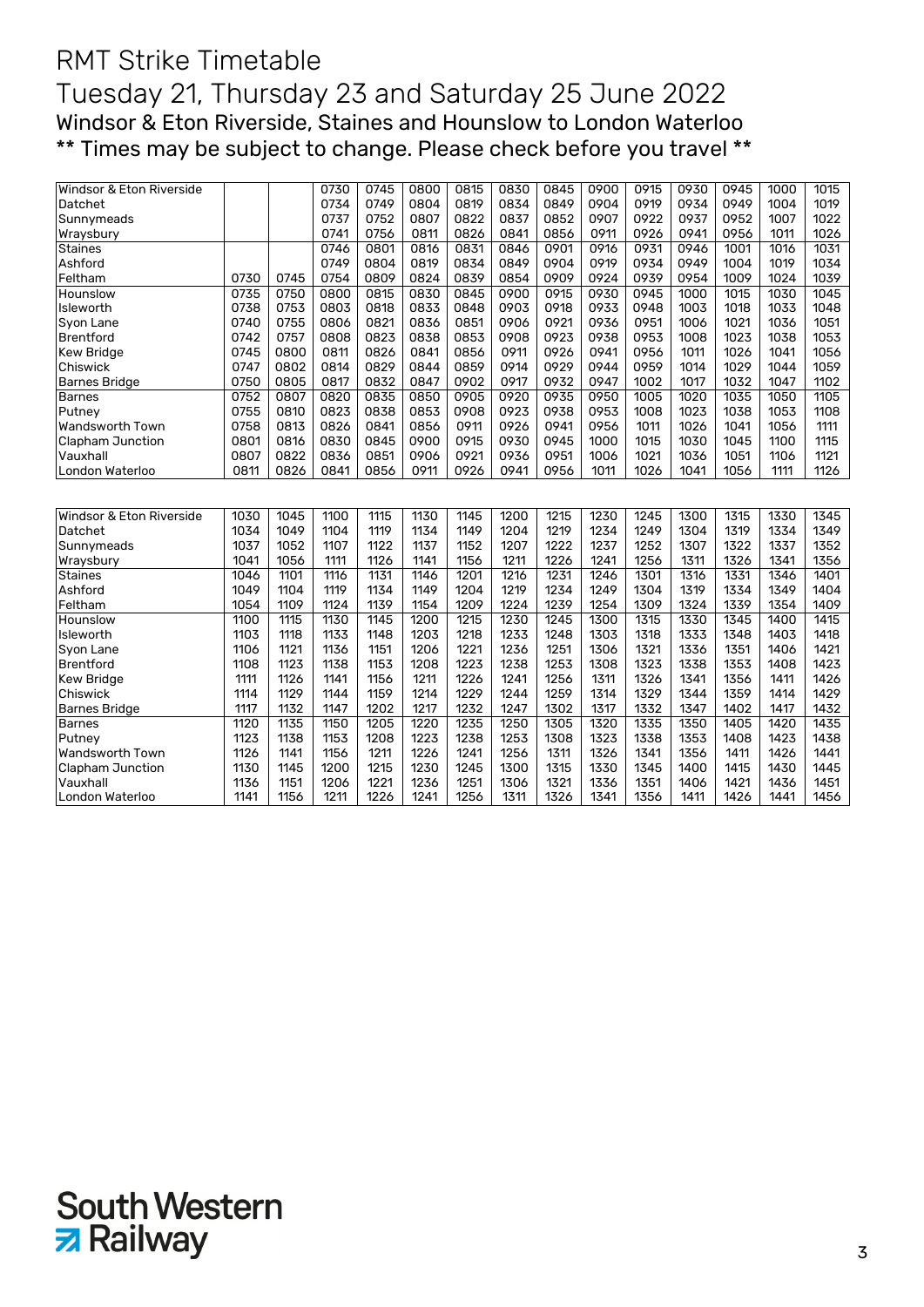# RMT Strike Timetable

# Tuesday 21, Thursday 23 and Saturday 25 June 2022

## Windsor & Eton Riverside, Staines and Hounslow to London Waterloo

## ** Times may be subject to change. Please check before you travel **

| Windsor & Eton Riverside | | | 0730 | 0745 | 0800 | 0815 | 0830 | 0845 | 0900 | 0915 | 0930 | 0945 | 1000 | 1015 |
|---|---|---|---|---|---|---|---|---|---|---|---|---|---|---|
| Datchet | | | 0734 | 0749 | 0804 | 0819 | 0834 | 0849 | 0904 | 0919 | 0934 | 0949 | 1004 | 1019 |
| Sunnymeads | | | 0737 | 0752 | 0807 | 0822 | 0837 | 0852 | 0907 | 0922 | 0937 | 0952 | 1007 | 1022 |
| Wraysbury | | | 0741 | 0756 | 0811 | 0826 | 0841 | 0856 | 0911 | 0926 | 0941 | 0956 | 1011 | 1026 |
| Staines | | | 0746 | 0801 | 0816 | 0831 | 0846 | 0901 | 0916 | 0931 | 0946 | 1001 | 1016 | 1031 |
| Ashford | | | 0749 | 0804 | 0819 | 0834 | 0849 | 0904 | 0919 | 0934 | 0949 | 1004 | 1019 | 1034 |
| Feltham | 0730 | 0745 | 0754 | 0809 | 0824 | 0839 | 0854 | 0909 | 0924 | 0939 | 0954 | 1009 | 1024 | 1039 |
| Hounslow | 0735 | 0750 | 0800 | 0815 | 0830 | 0845 | 0900 | 0915 | 0930 | 0945 | 1000 | 1015 | 1030 | 1045 |
| Isleworth | 0738 | 0753 | 0803 | 0818 | 0833 | 0848 | 0903 | 0918 | 0933 | 0948 | 1003 | 1018 | 1033 | 1048 |
| Syon Lane | 0740 | 0755 | 0806 | 0821 | 0836 | 0851 | 0906 | 0921 | 0936 | 0951 | 1006 | 1021 | 1036 | 1051 |
| Brentford | 0742 | 0757 | 0808 | 0823 | 0838 | 0853 | 0908 | 0923 | 0938 | 0953 | 1008 | 1023 | 1038 | 1053 |
| Kew Bridge | 0745 | 0800 | 0811 | 0826 | 0841 | 0856 | 0911 | 0926 | 0941 | 0956 | 1011 | 1026 | 1041 | 1056 |
| Chiswick | 0747 | 0802 | 0814 | 0829 | 0844 | 0859 | 0914 | 0929 | 0944 | 0959 | 1014 | 1029 | 1044 | 1059 |
| Barnes Bridge | 0750 | 0805 | 0817 | 0832 | 0847 | 0902 | 0917 | 0932 | 0947 | 1002 | 1017 | 1032 | 1047 | 1102 |
| Barnes | 0752 | 0807 | 0820 | 0835 | 0850 | 0905 | 0920 | 0935 | 0950 | 1005 | 1020 | 1035 | 1050 | 1105 |
| Putney | 0755 | 0810 | 0823 | 0838 | 0853 | 0908 | 0923 | 0938 | 0953 | 1008 | 1023 | 1038 | 1053 | 1108 |
| Wandsworth Town | 0758 | 0813 | 0826 | 0841 | 0856 | 0911 | 0926 | 0941 | 0956 | 1011 | 1026 | 1041 | 1056 | 1111 |
| Clapham Junction | 0801 | 0816 | 0830 | 0845 | 0900 | 0915 | 0930 | 0945 | 1000 | 1015 | 1030 | 1045 | 1100 | 1115 |
| Vauxhall | 0807 | 0822 | 0836 | 0851 | 0906 | 0921 | 0936 | 0951 | 1006 | 1021 | 1036 | 1051 | 1106 | 1121 |
| London Waterloo | 0811 | 0826 | 0841 | 0856 | 0911 | 0926 | 0941 | 0956 | 1011 | 1026 | 1041 | 1056 | 1111 | 1126 |

| Windsor & Eton Riverside | 1030 | 1045 | 1100 | 1115 | 1130 | 1145 | 1200 | 1215 | 1230 | 1245 | 1300 | 1315 | 1330 | 1345 |
|---|---|---|---|---|---|---|---|---|---|---|---|---|---|---|
| Datchet | 1034 | 1049 | 1104 | 1119 | 1134 | 1149 | 1204 | 1219 | 1234 | 1249 | 1304 | 1319 | 1334 | 1349 |
| Sunnymeads | 1037 | 1052 | 1107 | 1122 | 1137 | 1152 | 1207 | 1222 | 1237 | 1252 | 1307 | 1322 | 1337 | 1352 |
| Wraysbury | 1041 | 1056 | 1111 | 1126 | 1141 | 1156 | 1211 | 1226 | 1241 | 1256 | 1311 | 1326 | 1341 | 1356 |
| Staines | 1046 | 1101 | 1116 | 1131 | 1146 | 1201 | 1216 | 1231 | 1246 | 1301 | 1316 | 1331 | 1346 | 1401 |
| Ashford | 1049 | 1104 | 1119 | 1134 | 1149 | 1204 | 1219 | 1234 | 1249 | 1304 | 1319 | 1334 | 1349 | 1404 |
| Feltham | 1054 | 1109 | 1124 | 1139 | 1154 | 1209 | 1224 | 1239 | 1254 | 1309 | 1324 | 1339 | 1354 | 1409 |
| Hounslow | 1100 | 1115 | 1130 | 1145 | 1200 | 1215 | 1230 | 1245 | 1300 | 1315 | 1330 | 1345 | 1400 | 1415 |
| Isleworth | 1103 | 1118 | 1133 | 1148 | 1203 | 1218 | 1233 | 1248 | 1303 | 1318 | 1333 | 1348 | 1403 | 1418 |
| Syon Lane | 1106 | 1121 | 1136 | 1151 | 1206 | 1221 | 1236 | 1251 | 1306 | 1321 | 1336 | 1351 | 1406 | 1421 |
| Brentford | 1108 | 1123 | 1138 | 1153 | 1208 | 1223 | 1238 | 1253 | 1308 | 1323 | 1338 | 1353 | 1408 | 1423 |
| Kew Bridge | 1111 | 1126 | 1141 | 1156 | 1211 | 1226 | 1241 | 1256 | 1311 | 1326 | 1341 | 1356 | 1411 | 1426 |
| Chiswick | 1114 | 1129 | 1144 | 1159 | 1214 | 1229 | 1244 | 1259 | 1314 | 1329 | 1344 | 1359 | 1414 | 1429 |
| Barnes Bridge | 1117 | 1132 | 1147 | 1202 | 1217 | 1232 | 1247 | 1302 | 1317 | 1332 | 1347 | 1402 | 1417 | 1432 |
| Barnes | 1120 | 1135 | 1150 | 1205 | 1220 | 1235 | 1250 | 1305 | 1320 | 1335 | 1350 | 1405 | 1420 | 1435 |
| Putney | 1123 | 1138 | 1153 | 1208 | 1223 | 1238 | 1253 | 1308 | 1323 | 1338 | 1353 | 1408 | 1423 | 1438 |
| Wandsworth Town | 1126 | 1141 | 1156 | 1211 | 1226 | 1241 | 1256 | 1311 | 1326 | 1341 | 1356 | 1411 | 1426 | 1441 |
| Clapham Junction | 1130 | 1145 | 1200 | 1215 | 1230 | 1245 | 1300 | 1315 | 1330 | 1345 | 1400 | 1415 | 1430 | 1445 |
| Vauxhall | 1136 | 1151 | 1206 | 1221 | 1236 | 1251 | 1306 | 1321 | 1336 | 1351 | 1406 | 1421 | 1436 | 1451 |
| London Waterloo | 1141 | 1156 | 1211 | 1226 | 1241 | 1256 | 1311 | 1326 | 1341 | 1356 | 1411 | 1426 | 1441 | 1456 |

South Western Railway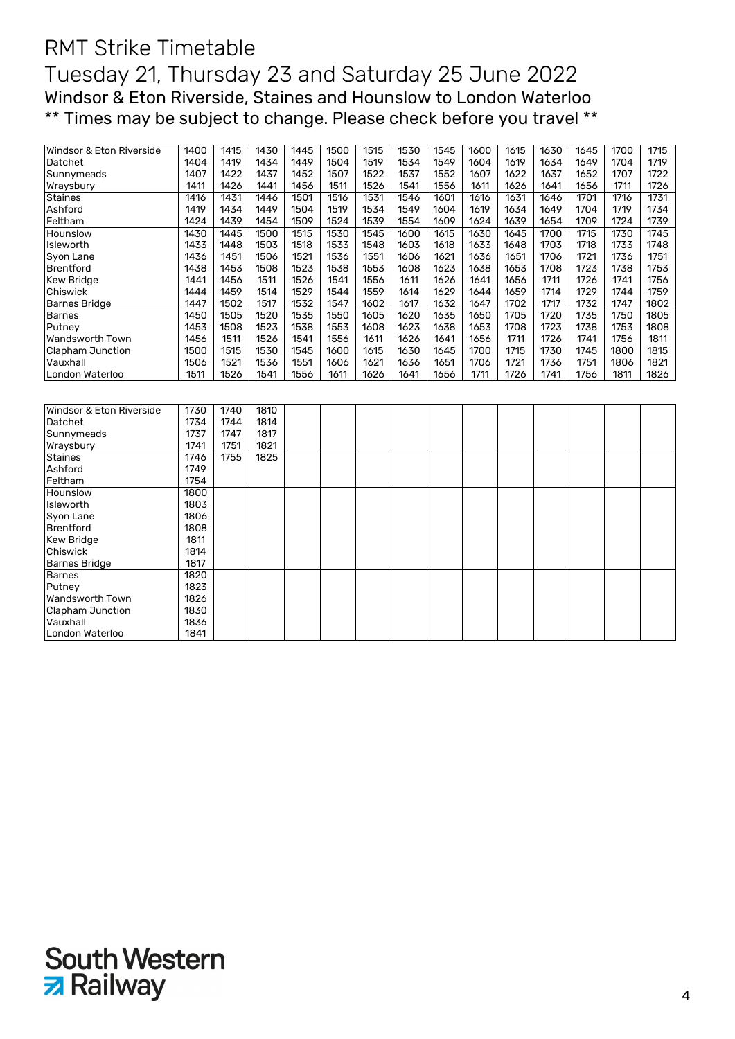# RMT Strike Timetable

## Tuesday 21, Thursday 23 and Saturday 25 June 2022

### Windsor & Eton Riverside, Staines and Hounslow to London Waterloo

### ** Times may be subject to change. Please check before you travel **

| | | | | | | | | | | | | | | |
|---|---|---|---|---|---|---|---|---|---|---|---|---|---|---|
| Windsor & Eton Riverside | 1400 | 1415 | 1430 | 1445 | 1500 | 1515 | 1530 | 1545 | 1600 | 1615 | 1630 | 1645 | 1700 | 1715 |
| Datchet | 1404 | 1419 | 1434 | 1449 | 1504 | 1519 | 1534 | 1549 | 1604 | 1619 | 1634 | 1649 | 1704 | 1719 |
| Sunnymeads | 1407 | 1422 | 1437 | 1452 | 1507 | 1522 | 1537 | 1552 | 1607 | 1622 | 1637 | 1652 | 1707 | 1722 |
| Wraysbury | 1411 | 1426 | 1441 | 1456 | 1511 | 1526 | 1541 | 1556 | 1611 | 1626 | 1641 | 1656 | 1711 | 1726 |
| Staines | 1416 | 1431 | 1446 | 1501 | 1516 | 1531 | 1546 | 1601 | 1616 | 1631 | 1646 | 1701 | 1716 | 1731 |
| Ashford | 1419 | 1434 | 1449 | 1504 | 1519 | 1534 | 1549 | 1604 | 1619 | 1634 | 1649 | 1704 | 1719 | 1734 |
| Feltham | 1424 | 1439 | 1454 | 1509 | 1524 | 1539 | 1554 | 1609 | 1624 | 1639 | 1654 | 1709 | 1724 | 1739 |
| Hounslow | 1430 | 1445 | 1500 | 1515 | 1530 | 1545 | 1600 | 1615 | 1630 | 1645 | 1700 | 1715 | 1730 | 1745 |
| Isleworth | 1433 | 1448 | 1503 | 1518 | 1533 | 1548 | 1603 | 1618 | 1633 | 1648 | 1703 | 1718 | 1733 | 1748 |
| Syon Lane | 1436 | 1451 | 1506 | 1521 | 1536 | 1551 | 1606 | 1621 | 1636 | 1651 | 1706 | 1721 | 1736 | 1751 |
| Brentford | 1438 | 1453 | 1508 | 1523 | 1538 | 1553 | 1608 | 1623 | 1638 | 1653 | 1708 | 1723 | 1738 | 1753 |
| Kew Bridge | 1441 | 1456 | 1511 | 1526 | 1541 | 1556 | 1611 | 1626 | 1641 | 1656 | 1711 | 1726 | 1741 | 1756 |
| Chiswick | 1444 | 1459 | 1514 | 1529 | 1544 | 1559 | 1614 | 1629 | 1644 | 1659 | 1714 | 1729 | 1744 | 1759 |
| Barnes Bridge | 1447 | 1502 | 1517 | 1532 | 1547 | 1602 | 1617 | 1632 | 1647 | 1702 | 1717 | 1732 | 1747 | 1802 |
| Barnes | 1450 | 1505 | 1520 | 1535 | 1550 | 1605 | 1620 | 1635 | 1650 | 1705 | 1720 | 1735 | 1750 | 1805 |
| Putney | 1453 | 1508 | 1523 | 1538 | 1553 | 1608 | 1623 | 1638 | 1653 | 1708 | 1723 | 1738 | 1753 | 1808 |
| Wandsworth Town | 1456 | 1511 | 1526 | 1541 | 1556 | 1611 | 1626 | 1641 | 1656 | 1711 | 1726 | 1741 | 1756 | 1811 |
| Clapham Junction | 1500 | 1515 | 1530 | 1545 | 1600 | 1615 | 1630 | 1645 | 1700 | 1715 | 1730 | 1745 | 1800 | 1815 |
| Vauxhall | 1506 | 1521 | 1536 | 1551 | 1606 | 1621 | 1636 | 1651 | 1706 | 1721 | 1736 | 1751 | 1806 | 1821 |
| London Waterloo | 1511 | 1526 | 1541 | 1556 | 1611 | 1626 | 1641 | 1656 | 1711 | 1726 | 1741 | 1756 | 1811 | 1826 |

| | | | | | | | | | | | | | | |
|---|---|---|---|---|---|---|---|---|---|---|---|---|---|---|
| Windsor & Eton Riverside | 1730 | 1740 | 1810 | | | | | | | | | | | |
| Datchet | 1734 | 1744 | 1814 | | | | | | | | | | | |
| Sunnymeads | 1737 | 1747 | 1817 | | | | | | | | | | | |
| Wraysbury | 1741 | 1751 | 1821 | | | | | | | | | | | |
| Staines | 1746 | 1755 | 1825 | | | | | | | | | | | |
| Ashford | 1749 | | | | | | | | | | | | | |
| Feltham | 1754 | | | | | | | | | | | | | |
| Hounslow | 1800 | | | | | | | | | | | | | |
| Isleworth | 1803 | | | | | | | | | | | | | |
| Syon Lane | 1806 | | | | | | | | | | | | | |
| Brentford | 1808 | | | | | | | | | | | | | |
| Kew Bridge | 1811 | | | | | | | | | | | | | |
| Chiswick | 1814 | | | | | | | | | | | | | |
| Barnes Bridge | 1817 | | | | | | | | | | | | | |
| Barnes | 1820 | | | | | | | | | | | | | |
| Putney | 1823 | | | | | | | | | | | | | |
| Wandsworth Town | 1826 | | | | | | | | | | | | | |
| Clapham Junction | 1830 | | | | | | | | | | | | | |
| Vauxhall | 1836 | | | | | | | | | | | | | |
| London Waterloo | 1841 | | | | | | | | | | | | | |

South Western Railway